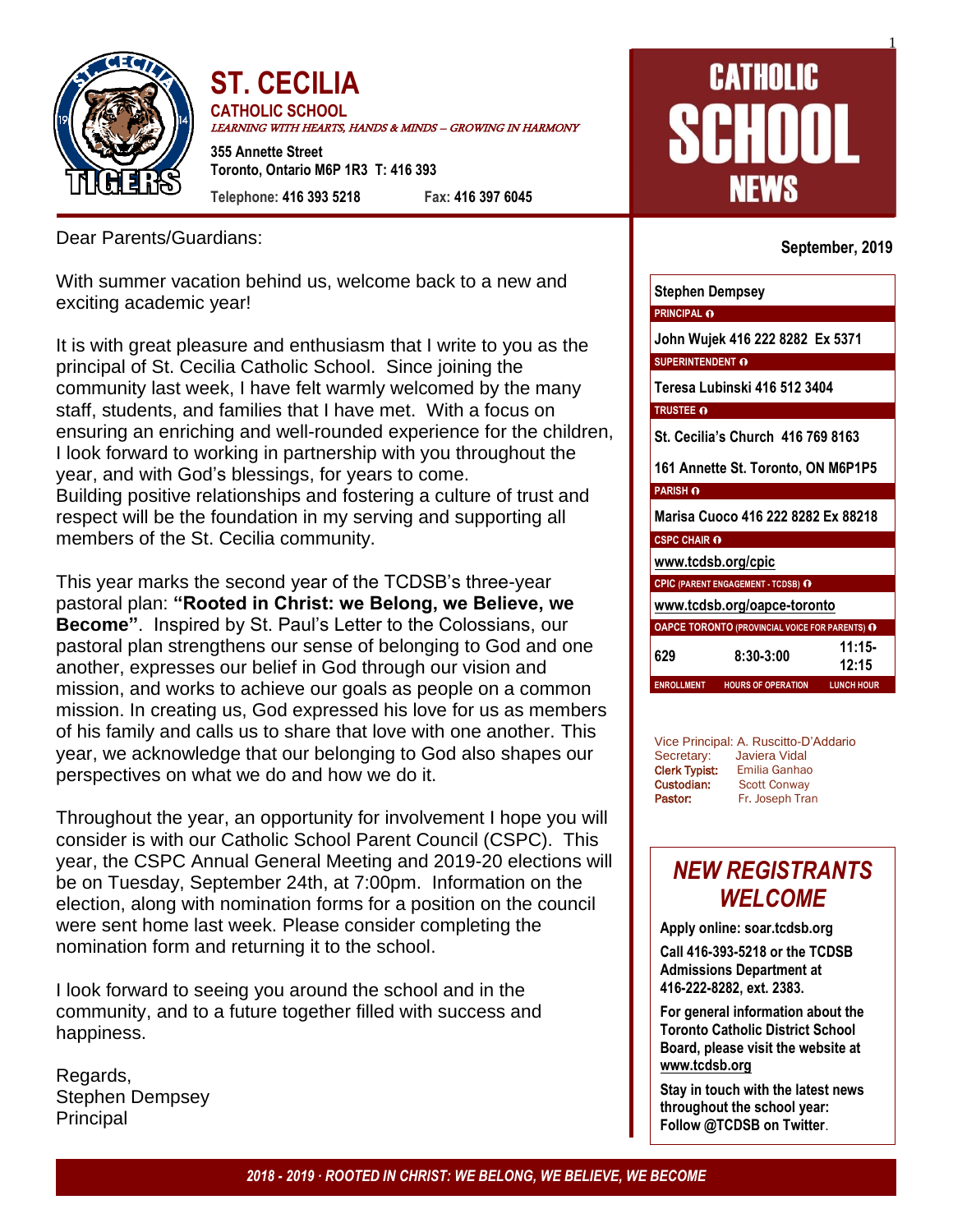# ST. CECILIA

**CATHOLIC SCHOOL**

*LEARNING WITH HEARTS, HANDS & MINDS – GROWING IN HARMONY*

**355 Annette Street**
**Toronto, Ontario M6P 1R3 T: 416 393**

**Telephone: 416 393 5218** **Fax: 416 397 6045**

# CATHOLIC SCHOOL NEWS

**September, 2019**

Dear Parents/Guardians:

With summer vacation behind us, welcome back to a new and exciting academic year!

It is with great pleasure and enthusiasm that I write to you as the principal of St. Cecilia Catholic School. Since joining the community last week, I have felt warmly welcomed by the many staff, students, and families that I have met. With a focus on ensuring an enriching and well-rounded experience for the children, I look forward to working in partnership with you throughout the year, and with God's blessings, for years to come.
Building positive relationships and fostering a culture of trust and respect will be the foundation in my serving and supporting all members of the St. Cecilia community.

This year marks the second year of the TCDSB's three-year pastoral plan: **"Rooted in Christ: we Belong, we Believe, we Become"**. Inspired by St. Paul's Letter to the Colossians, our pastoral plan strengthens our sense of belonging to God and one another, expresses our belief in God through our vision and mission, and works to achieve our goals as people on a common mission. In creating us, God expressed his love for us as members of his family and calls us to share that love with one another. This year, we acknowledge that our belonging to God also shapes our perspectives on what we do and how we do it.

Throughout the year, an opportunity for involvement I hope you will consider is with our Catholic School Parent Council (CSPC). This year, the CSPC Annual General Meeting and 2019-20 elections will be on Tuesday, September 24th, at 7:00pm. Information on the election, along with nomination forms for a position on the council were sent home last week. Please consider completing the nomination form and returning it to the school.

I look forward to seeing you around the school and in the community, and to a future together filled with success and happiness.

Regards,
Stephen Dempsey
Principal

**Stephen Dempsey**
PRINCIPAL

**John Wujek 416 222 8282 Ex 5371**
SUPERINTENDENT

**Teresa Lubinski 416 512 3404**
TRUSTEE

**St. Cecilia's Church 416 769 8163**
**161 Annette St. Toronto, ON M6P1P5**
PARISH

**Marisa Cuoco 416 222 8282 Ex 88218**
CSPC CHAIR

**www.tcdsb.org/cpic**
CPIC (PARENT ENGAGEMENT - TCDSB)

**www.tcdsb.org/oapce-toronto**
OAPCE TORONTO (PROVINCIAL VOICE FOR PARENTS)

| 629 | 8:30-3:00 | 11:15-12:15 |
|---|---|---|
| ENROLLMENT | HOURS OF OPERATION | LUNCH HOUR |

Vice Principal: A. Ruscitto-D'Addario
Secretary: Javiera Vidal
**Clerk Typist:** Emilia Ganhao
**Custodian:** Scott Conway
**Pastor:** Fr. Joseph Tran

## *NEW REGISTRANTS WELCOME*

**Apply online: soar.tcdsb.org**

**Call 416-393-5218 or the TCDSB Admissions Department at 416-222-8282, ext. 2383.**

**For general information about the Toronto Catholic District School Board, please visit the website at www.tcdsb.org**

**Stay in touch with the latest news throughout the school year: Follow @TCDSB on Twitter.**

***2018 - 2019 · ROOTED IN CHRIST: WE BELONG, WE BELIEVE, WE BECOME***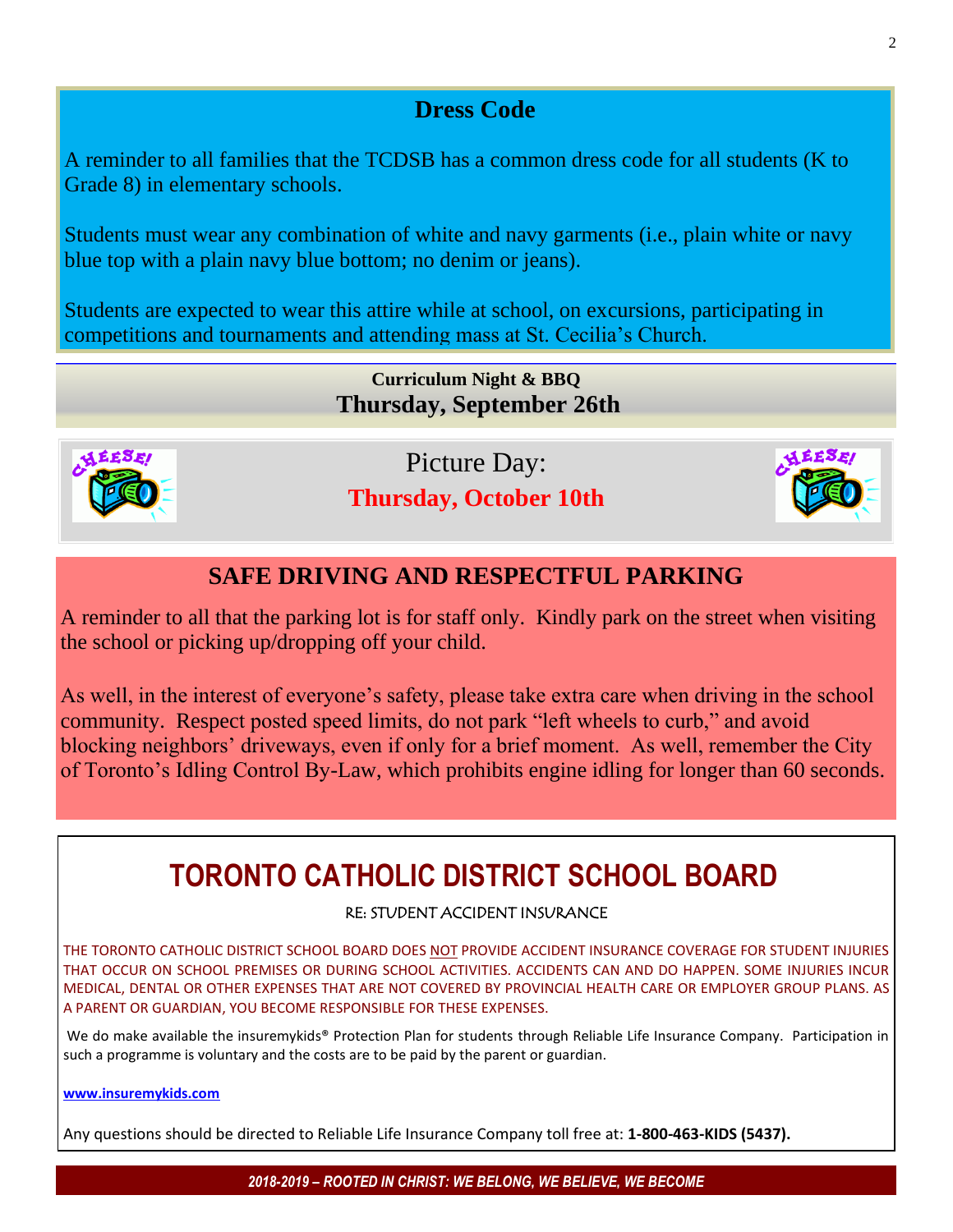## Dress Code

A reminder to all families that the TCDSB has a common dress code for all students (K to Grade 8) in elementary schools.

Students must wear any combination of white and navy garments (i.e., plain white or navy blue top with a plain navy blue bottom; no denim or jeans).

Students are expected to wear this attire while at school, on excursions, participating in competitions and tournaments and attending mass at St. Cecilia's Church.

**Curriculum Night & BBQ**
**Thursday, September 26th**

Picture Day:
**Thursday, October 10th**

## SAFE DRIVING AND RESPECTFUL PARKING

A reminder to all that the parking lot is for staff only. Kindly park on the street when visiting the school or picking up/dropping off your child.

As well, in the interest of everyone's safety, please take extra care when driving in the school community. Respect posted speed limits, do not park "left wheels to curb," and avoid blocking neighbors' driveways, even if only for a brief moment. As well, remember the City of Toronto's Idling Control By-Law, which prohibits engine idling for longer than 60 seconds.

# TORONTO CATHOLIC DISTRICT SCHOOL BOARD

RE: STUDENT ACCIDENT INSURANCE

THE TORONTO CATHOLIC DISTRICT SCHOOL BOARD DOES NOT PROVIDE ACCIDENT INSURANCE COVERAGE FOR STUDENT INJURIES THAT OCCUR ON SCHOOL PREMISES OR DURING SCHOOL ACTIVITIES. ACCIDENTS CAN AND DO HAPPEN. SOME INJURIES INCUR MEDICAL, DENTAL OR OTHER EXPENSES THAT ARE NOT COVERED BY PROVINCIAL HEALTH CARE OR EMPLOYER GROUP PLANS. AS A PARENT OR GUARDIAN, YOU BECOME RESPONSIBLE FOR THESE EXPENSES.

We do make available the insuremykids® Protection Plan for students through Reliable Life Insurance Company. Participation in such a programme is voluntary and the costs are to be paid by the parent or guardian.

**www.insuremykids.com**

Any questions should be directed to Reliable Life Insurance Company toll free at: **1-800-463-KIDS (5437).**

*2018-2019 – ROOTED IN CHRIST: WE BELONG, WE BELIEVE, WE BECOME*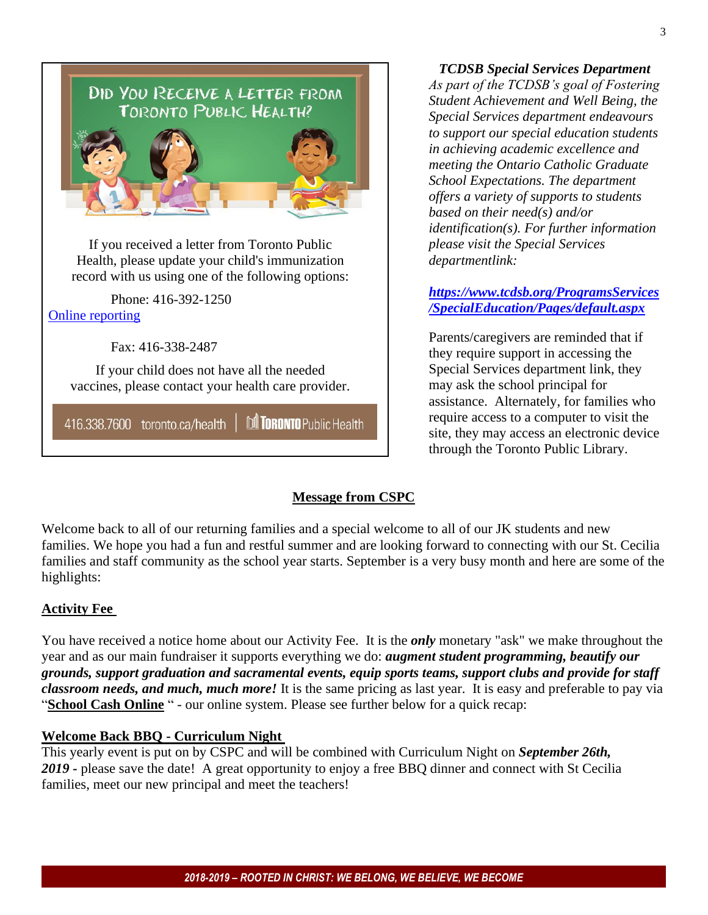## Did You Receive a Letter from Toronto Public Health?

If you received a letter from Toronto Public Health, please update your child's immunization record with us using one of the following options:

Phone: 416-392-1250

Online reporting

Fax: 416-338-2487

If your child does not have all the needed vaccines, please contact your health care provider.

416.338.7600 toronto.ca/health | Toronto Public Health

***TCDSB Special Services Department***

*As part of the TCDSB's goal of Fostering Student Achievement and Well Being, the Special Services department endeavours to support our special education students in achieving academic excellence and meeting the Ontario Catholic Graduate School Expectations. The department offers a variety of supports to students based on their need(s) and/or identification(s). For further information please visit the Special Services departmentlink:*

***https://www.tcdsb.org/ProgramsServices/SpecialEducation/Pages/default.aspx***

Parents/caregivers are reminded that if they require support in accessing the Special Services department link, they may ask the school principal for assistance. Alternately, for families who require access to a computer to visit the site, they may access an electronic device through the Toronto Public Library.

## Message from CSPC

Welcome back to all of our returning families and a special welcome to all of our JK students and new families. We hope you had a fun and restful summer and are looking forward to connecting with our St. Cecilia families and staff community as the school year starts. September is a very busy month and here are some of the highlights:

### Activity Fee

You have received a notice home about our Activity Fee. It is the ***only*** monetary "ask" we make throughout the year and as our main fundraiser it supports everything we do: ***augment student programming, beautify our grounds, support graduation and sacramental events, equip sports teams, support clubs and provide for staff classroom needs, and much, much more!*** It is the same pricing as last year. It is easy and preferable to pay via "**School Cash Online** " - our online system. Please see further below for a quick recap:

### Welcome Back BBQ - Curriculum Night

This yearly event is put on by CSPC and will be combined with Curriculum Night on ***September 26th, 2019*** - please save the date! A great opportunity to enjoy a free BBQ dinner and connect with St Cecilia families, meet our new principal and meet the teachers!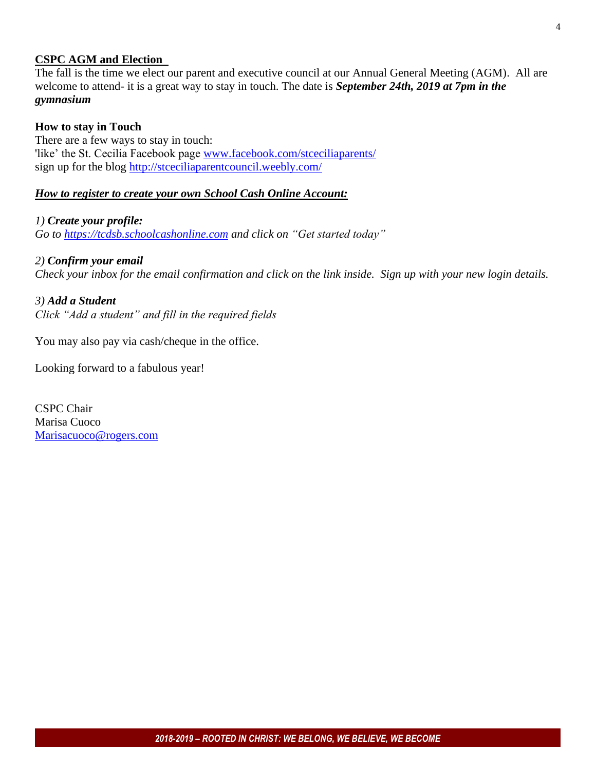## CSPC AGM and Election

The fall is the time we elect our parent and executive council at our Annual General Meeting (AGM). All are welcome to attend- it is a great way to stay in touch. The date is ***September 24th, 2019 at 7pm in the gymnasium***

### How to stay in Touch

There are a few ways to stay in touch:
'like' the St. Cecilia Facebook page www.facebook.com/stceciliaparents/
sign up for the blog http://stceciliaparentcouncil.weebly.com/

### *How to register to create your own School Cash Online Account:*

*1)* ***Create your profile:***
*Go to https://tcdsb.schoolcashonline.com and click on "Get started today"*

*2)* ***Confirm your email***
*Check your inbox for the email confirmation and click on the link inside. Sign up with your new login details.*

*3)* ***Add a Student***
*Click "Add a student" and fill in the required fields*

You may also pay via cash/cheque in the office.

Looking forward to a fabulous year!

CSPC Chair
Marisa Cuoco
Marisacuoco@rogers.com